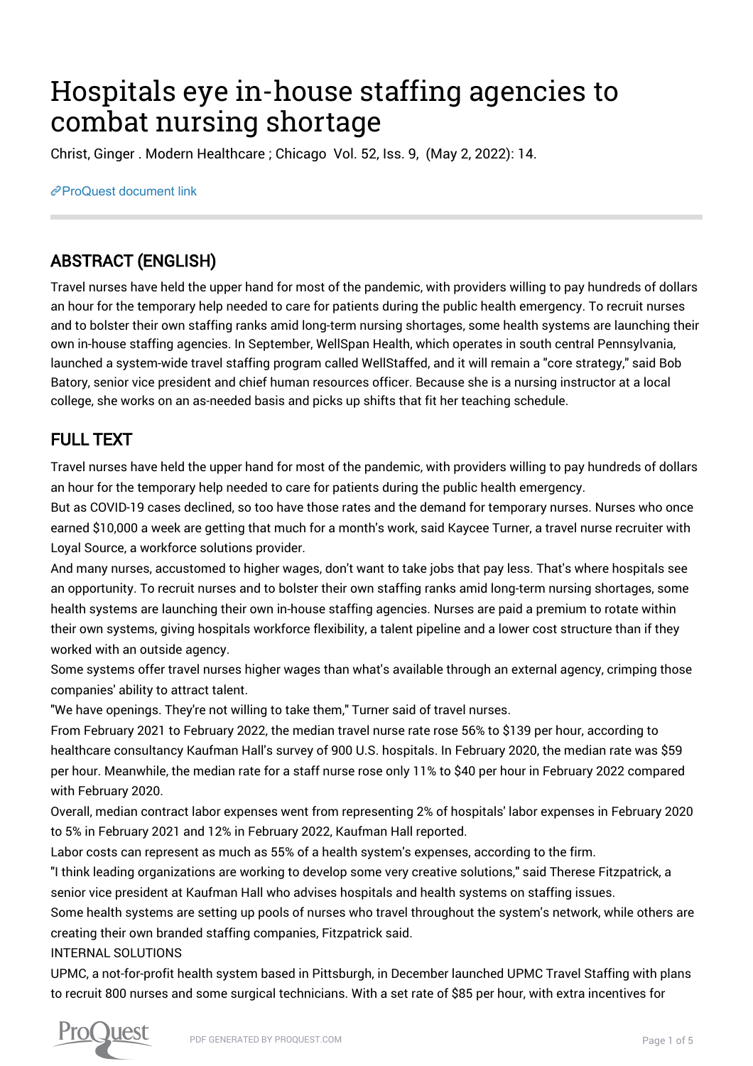# Hospitals eye in-house staffing agencies to combat nursing shortage

Christ, Ginger . Modern Healthcare ; Chicago Vol. 52, Iss. 9, (May 2, 2022): 14.

ProQuest document link

## ABSTRACT (ENGLISH)

Travel nurses have held the upper hand for most of the pandemic, with providers willing to pay hundreds of dollars an hour for the temporary help needed to care for patients during the public health emergency. To recruit nurses and to bolster their own staffing ranks amid long-term nursing shortages, some health systems are launching their own in-house staffing agencies. In September, WellSpan Health, which operates in south central Pennsylvania, launched a system-wide travel staffing program called WellStaffed, and it will remain a "core strategy," said Bob Batory, senior vice president and chief human resources officer. Because she is a nursing instructor at a local college, she works on an as-needed basis and picks up shifts that fit her teaching schedule.

## FULL TEXT

Travel nurses have held the upper hand for most of the pandemic, with providers willing to pay hundreds of dollars an hour for the temporary help needed to care for patients during the public health emergency.

But as COVID-19 cases declined, so too have those rates and the demand for temporary nurses. Nurses who once earned $10,000 a week are getting that much for a month's work, said Kaycee Turner, a travel nurse recruiter with Loyal Source, a workforce solutions provider.

And many nurses, accustomed to higher wages, don't want to take jobs that pay less. That's where hospitals see an opportunity. To recruit nurses and to bolster their own staffing ranks amid long-term nursing shortages, some health systems are launching their own in-house staffing agencies. Nurses are paid a premium to rotate within their own systems, giving hospitals workforce flexibility, a talent pipeline and a lower cost structure than if they worked with an outside agency.

Some systems offer travel nurses higher wages than what's available through an external agency, crimping those companies' ability to attract talent.

"We have openings. They're not willing to take them," Turner said of travel nurses.

From February 2021 to February 2022, the median travel nurse rate rose 56% to $139 per hour, according to healthcare consultancy Kaufman Hall's survey of 900 U.S. hospitals. In February 2020, the median rate was $59 per hour. Meanwhile, the median rate for a staff nurse rose only 11% to $40 per hour in February 2022 compared with February 2020.

Overall, median contract labor expenses went from representing 2% of hospitals' labor expenses in February 2020 to 5% in February 2021 and 12% in February 2022, Kaufman Hall reported.

Labor costs can represent as much as 55% of a health system's expenses, according to the firm.

"I think leading organizations are working to develop some very creative solutions," said Therese Fitzpatrick, a senior vice president at Kaufman Hall who advises hospitals and health systems on staffing issues.

Some health systems are setting up pools of nurses who travel throughout the system's network, while others are creating their own branded staffing companies, Fitzpatrick said.

INTERNAL SOLUTIONS

UPMC, a not-for-profit health system based in Pittsburgh, in December launched UPMC Travel Staffing with plans to recruit 800 nurses and some surgical technicians. With a set rate of $85 per hour, with extra incentives for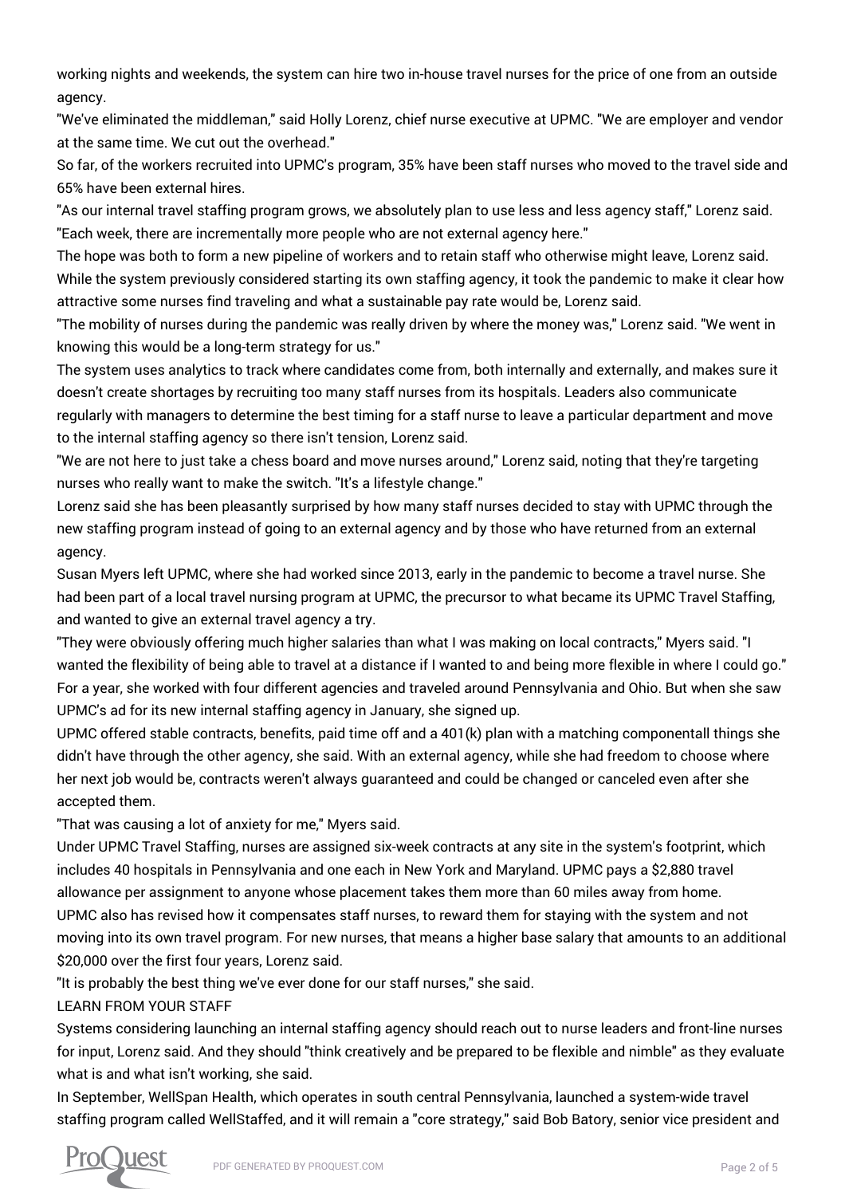working nights and weekends, the system can hire two in-house travel nurses for the price of one from an outside agency.

"We've eliminated the middleman," said Holly Lorenz, chief nurse executive at UPMC. "We are employer and vendor at the same time. We cut out the overhead."

So far, of the workers recruited into UPMC's program, 35% have been staff nurses who moved to the travel side and 65% have been external hires.

"As our internal travel staffing program grows, we absolutely plan to use less and less agency staff," Lorenz said. "Each week, there are incrementally more people who are not external agency here."

The hope was both to form a new pipeline of workers and to retain staff who otherwise might leave, Lorenz said. While the system previously considered starting its own staffing agency, it took the pandemic to make it clear how attractive some nurses find traveling and what a sustainable pay rate would be, Lorenz said.

"The mobility of nurses during the pandemic was really driven by where the money was," Lorenz said. "We went in knowing this would be a long-term strategy for us."

The system uses analytics to track where candidates come from, both internally and externally, and makes sure it doesn't create shortages by recruiting too many staff nurses from its hospitals. Leaders also communicate regularly with managers to determine the best timing for a staff nurse to leave a particular department and move to the internal staffing agency so there isn't tension, Lorenz said.

"We are not here to just take a chess board and move nurses around," Lorenz said, noting that they're targeting nurses who really want to make the switch. "It's a lifestyle change."

Lorenz said she has been pleasantly surprised by how many staff nurses decided to stay with UPMC through the new staffing program instead of going to an external agency and by those who have returned from an external agency.

Susan Myers left UPMC, where she had worked since 2013, early in the pandemic to become a travel nurse. She had been part of a local travel nursing program at UPMC, the precursor to what became its UPMC Travel Staffing, and wanted to give an external travel agency a try.

"They were obviously offering much higher salaries than what I was making on local contracts," Myers said. "I wanted the flexibility of being able to travel at a distance if I wanted to and being more flexible in where I could go."

For a year, she worked with four different agencies and traveled around Pennsylvania and Ohio. But when she saw UPMC's ad for its new internal staffing agency in January, she signed up.

UPMC offered stable contracts, benefits, paid time off and a 401(k) plan with a matching componentall things she didn't have through the other agency, she said. With an external agency, while she had freedom to choose where her next job would be, contracts weren't always guaranteed and could be changed or canceled even after she accepted them.

"That was causing a lot of anxiety for me," Myers said.

Under UPMC Travel Staffing, nurses are assigned six-week contracts at any site in the system's footprint, which includes 40 hospitals in Pennsylvania and one each in New York and Maryland. UPMC pays a $2,880 travel allowance per assignment to anyone whose placement takes them more than 60 miles away from home.

UPMC also has revised how it compensates staff nurses, to reward them for staying with the system and not moving into its own travel program. For new nurses, that means a higher base salary that amounts to an additional $20,000 over the first four years, Lorenz said.

"It is probably the best thing we've ever done for our staff nurses," she said.

LEARN FROM YOUR STAFF

Systems considering launching an internal staffing agency should reach out to nurse leaders and front-line nurses for input, Lorenz said. And they should "think creatively and be prepared to be flexible and nimble" as they evaluate what is and what isn't working, she said.

In September, WellSpan Health, which operates in south central Pennsylvania, launched a system-wide travel staffing program called WellStaffed, and it will remain a "core strategy," said Bob Batory, senior vice president and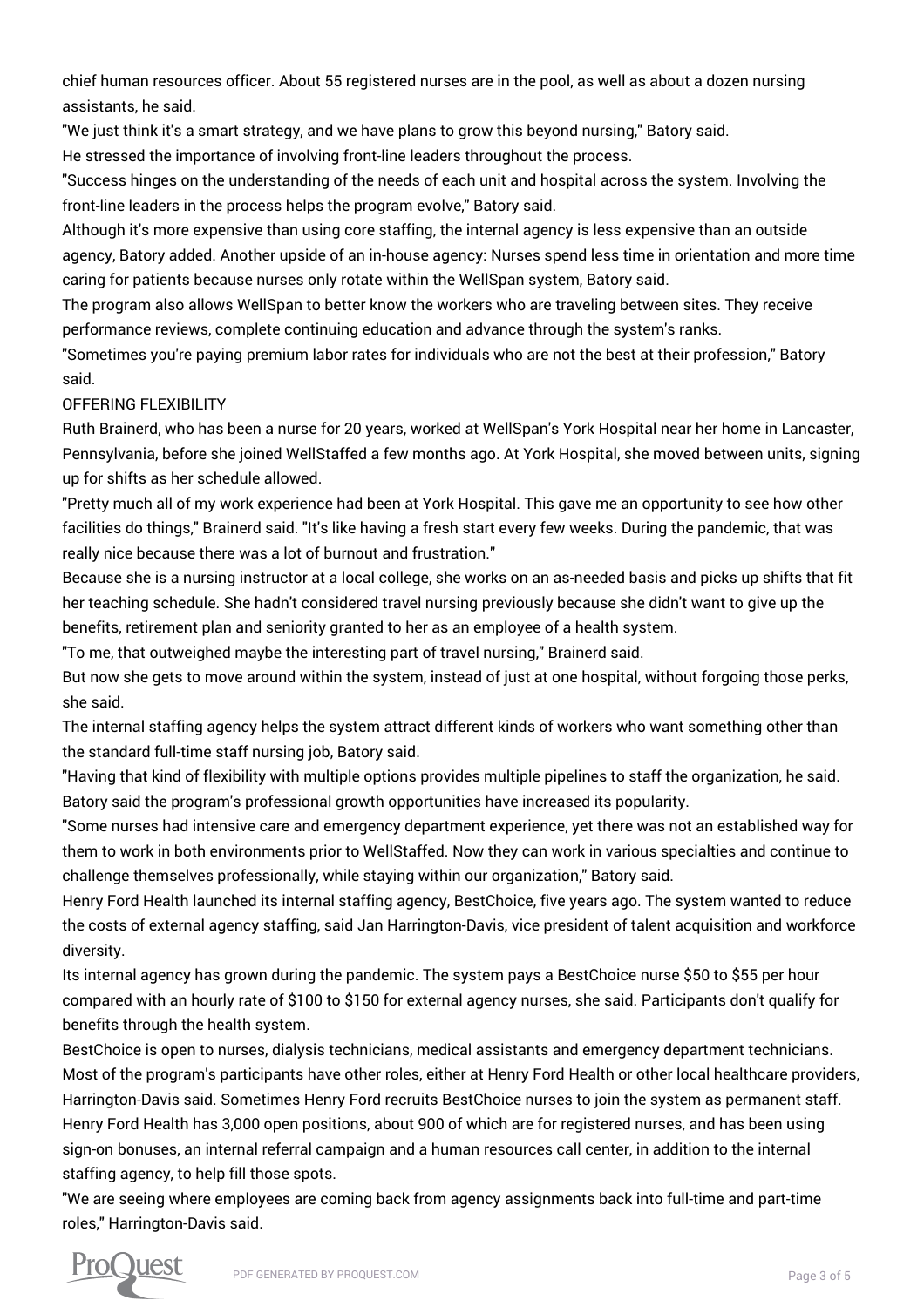chief human resources officer. About 55 registered nurses are in the pool, as well as about a dozen nursing assistants, he said.

"We just think it's a smart strategy, and we have plans to grow this beyond nursing," Batory said.

He stressed the importance of involving front-line leaders throughout the process.

"Success hinges on the understanding of the needs of each unit and hospital across the system. Involving the front-line leaders in the process helps the program evolve," Batory said.

Although it's more expensive than using core staffing, the internal agency is less expensive than an outside agency, Batory added. Another upside of an in-house agency: Nurses spend less time in orientation and more time caring for patients because nurses only rotate within the WellSpan system, Batory said.

The program also allows WellSpan to better know the workers who are traveling between sites. They receive performance reviews, complete continuing education and advance through the system's ranks.

"Sometimes you're paying premium labor rates for individuals who are not the best at their profession," Batory said.

OFFERING FLEXIBILITY

Ruth Brainerd, who has been a nurse for 20 years, worked at WellSpan's York Hospital near her home in Lancaster, Pennsylvania, before she joined WellStaffed a few months ago. At York Hospital, she moved between units, signing up for shifts as her schedule allowed.

"Pretty much all of my work experience had been at York Hospital. This gave me an opportunity to see how other facilities do things," Brainerd said. "It's like having a fresh start every few weeks. During the pandemic, that was really nice because there was a lot of burnout and frustration."

Because she is a nursing instructor at a local college, she works on an as-needed basis and picks up shifts that fit her teaching schedule. She hadn't considered travel nursing previously because she didn't want to give up the benefits, retirement plan and seniority granted to her as an employee of a health system.

"To me, that outweighed maybe the interesting part of travel nursing," Brainerd said.

But now she gets to move around within the system, instead of just at one hospital, without forgoing those perks, she said.

The internal staffing agency helps the system attract different kinds of workers who want something other than the standard full-time staff nursing job, Batory said.

"Having that kind of flexibility with multiple options provides multiple pipelines to staff the organization, he said.

Batory said the program's professional growth opportunities have increased its popularity.

"Some nurses had intensive care and emergency department experience, yet there was not an established way for them to work in both environments prior to WellStaffed. Now they can work in various specialties and continue to challenge themselves professionally, while staying within our organization," Batory said.

Henry Ford Health launched its internal staffing agency, BestChoice, five years ago. The system wanted to reduce the costs of external agency staffing, said Jan Harrington-Davis, vice president of talent acquisition and workforce diversity.

Its internal agency has grown during the pandemic. The system pays a BestChoice nurse $50 to $55 per hour compared with an hourly rate of $100 to $150 for external agency nurses, she said. Participants don't qualify for benefits through the health system.

BestChoice is open to nurses, dialysis technicians, medical assistants and emergency department technicians. Most of the program's participants have other roles, either at Henry Ford Health or other local healthcare providers, Harrington-Davis said. Sometimes Henry Ford recruits BestChoice nurses to join the system as permanent staff.

Henry Ford Health has 3,000 open positions, about 900 of which are for registered nurses, and has been using sign-on bonuses, an internal referral campaign and a human resources call center, in addition to the internal staffing agency, to help fill those spots.

"We are seeing where employees are coming back from agency assignments back into full-time and part-time roles," Harrington-Davis said.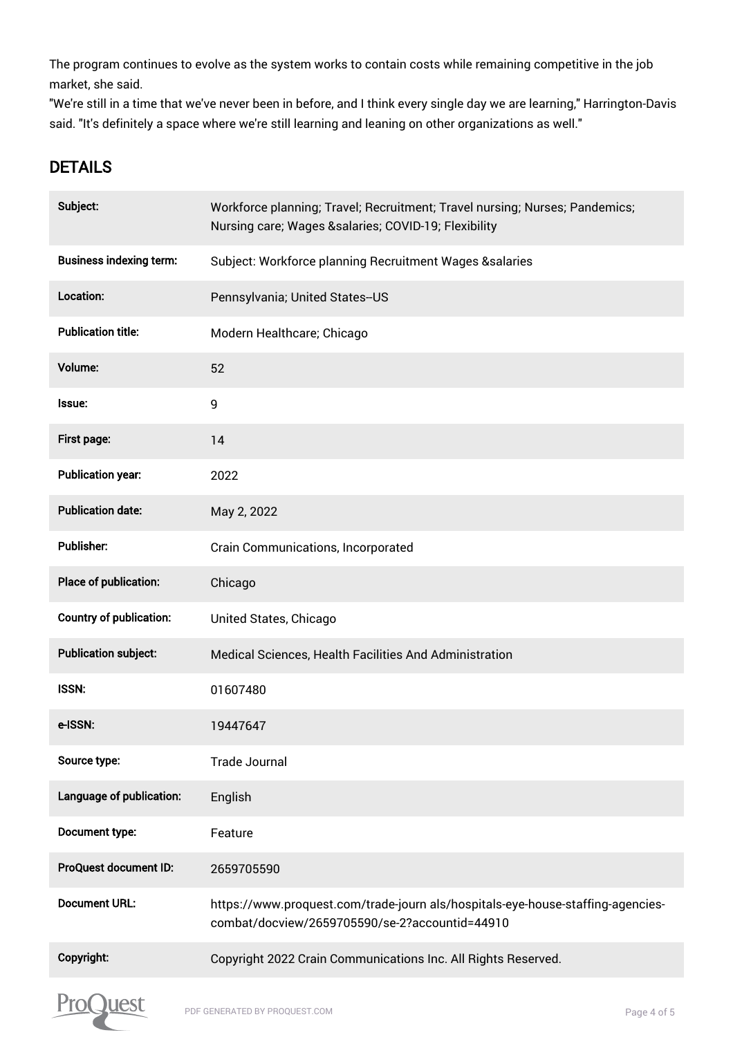The program continues to evolve as the system works to contain costs while remaining competitive in the job market, she said.

"We're still in a time that we've never been in before, and I think every single day we are learning," Harrington-Davis said. "It's definitely a space where we're still learning and leaning on other organizations as well."

## DETAILS

| | |
|---|---|
| Subject: | Workforce planning; Travel; Recruitment; Travel nursing; Nurses; Pandemics; Nursing care; Wages &salaries; COVID-19; Flexibility |
| Business indexing term: | Subject: Workforce planning Recruitment Wages &salaries |
| Location: | Pennsylvania; United States--US |
| Publication title: | Modern Healthcare; Chicago |
| Volume: | 52 |
| Issue: | 9 |
| First page: | 14 |
| Publication year: | 2022 |
| Publication date: | May 2, 2022 |
| Publisher: | Crain Communications, Incorporated |
| Place of publication: | Chicago |
| Country of publication: | United States, Chicago |
| Publication subject: | Medical Sciences, Health Facilities And Administration |
| ISSN: | 01607480 |
| e-ISSN: | 19447647 |
| Source type: | Trade Journal |
| Language of publication: | English |
| Document type: | Feature |
| ProQuest document ID: | 2659705590 |
| Document URL: | https://www.proquest.com/trade-journ als/hospitals-eye-house-staffing-agencies-combat/docview/2659705590/se-2?accountid=44910 |
| Copyright: | Copyright 2022 Crain Communications Inc. All Rights Reserved. |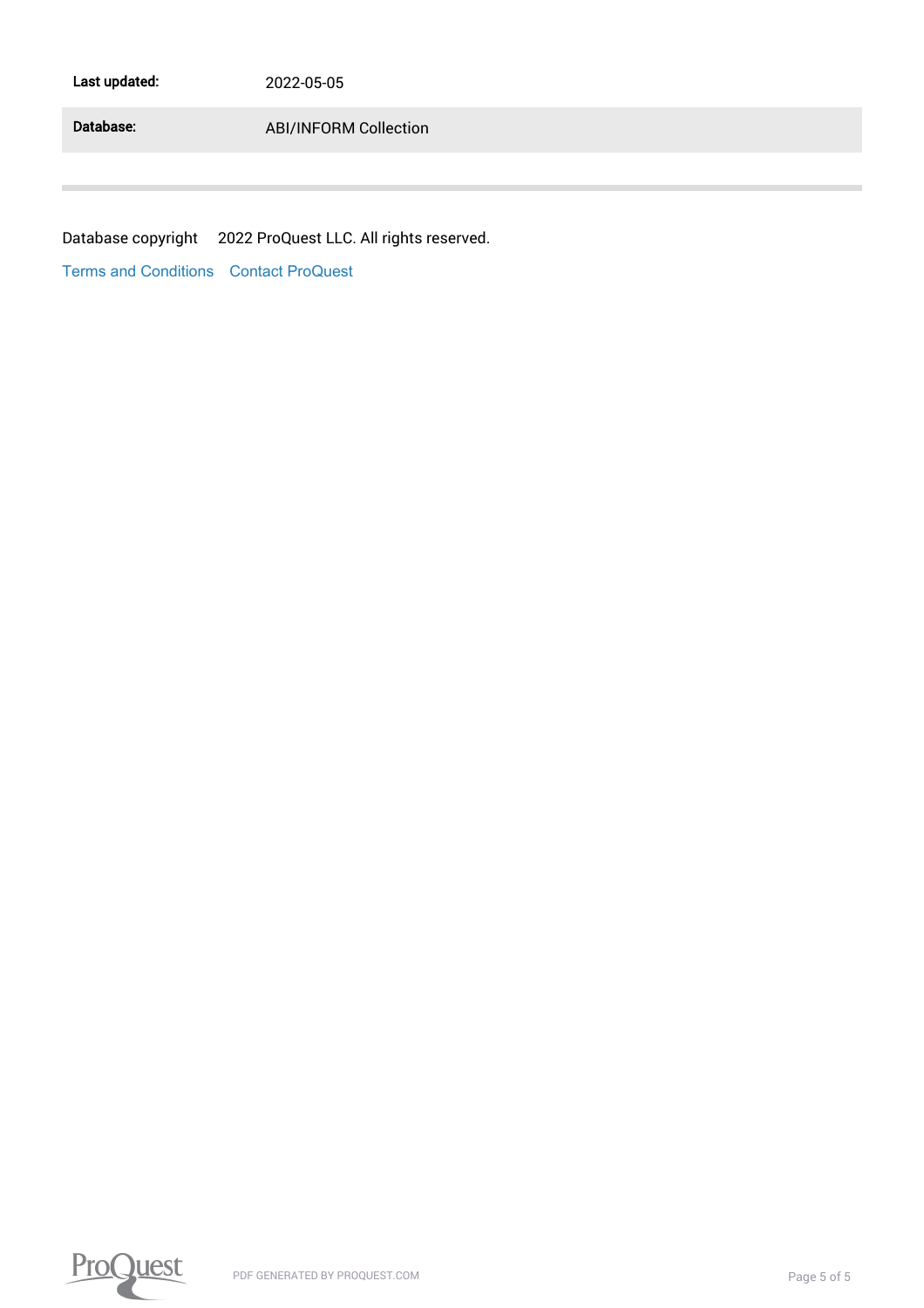| | |
|---|---|
| **Last updated:** | 2022-05-05 |
| **Database:** | ABI/INFORM Collection |

Database copyright 2022 ProQuest LLC. All rights reserved.

Terms and Conditions Contact ProQuest